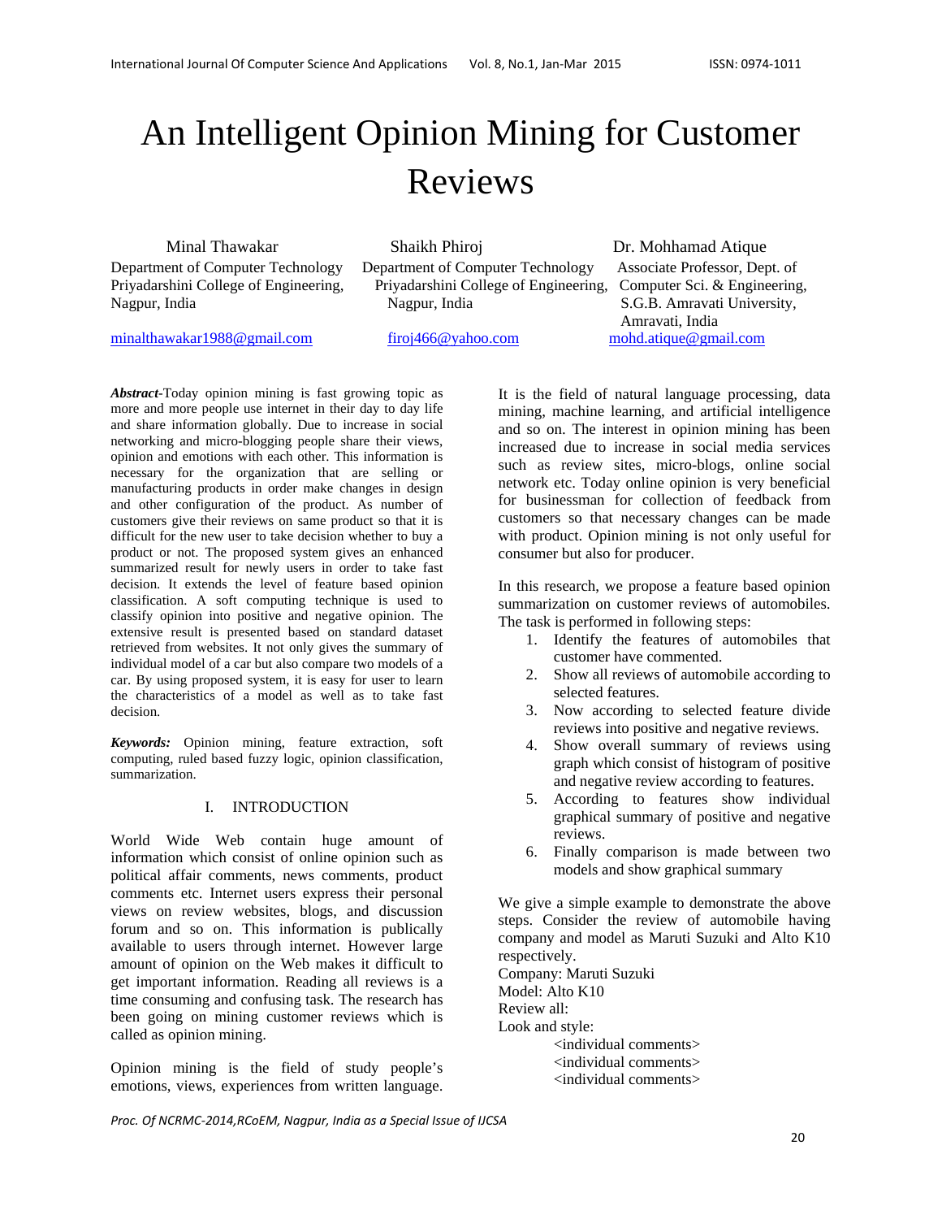# An Intelligent Opinion Mining for Customer Reviews

Minal Thawakar
Department of Computer Technology
Priyadarshini College of Engineering,
Nagpur, India
minalthawakar1988@gmail.com

Shaikh Phiroj
Department of Computer Technology
Priyadarshini College of Engineering,
Nagpur, India
firoj466@yahoo.com

Dr. Mohhamad Atique
Associate Professor, Dept. of
Computer Sci. & Engineering,
S.G.B. Amravati University,
Amravati, India
mohd.atique@gmail.com

***Abstract***-Today opinion mining is fast growing topic as more and more people use internet in their day to day life and share information globally. Due to increase in social networking and micro-blogging people share their views, opinion and emotions with each other. This information is necessary for the organization that are selling or manufacturing products in order make changes in design and other configuration of the product. As number of customers give their reviews on same product so that it is difficult for the new user to take decision whether to buy a product or not. The proposed system gives an enhanced summarized result for newly users in order to take fast decision. It extends the level of feature based opinion classification. A soft computing technique is used to classify opinion into positive and negative opinion. The extensive result is presented based on standard dataset retrieved from websites. It not only gives the summary of individual model of a car but also compare two models of a car. By using proposed system, it is easy for user to learn the characteristics of a model as well as to take fast decision.

***Keywords:*** Opinion mining, feature extraction, soft computing, ruled based fuzzy logic, opinion classification, summarization.

## I. INTRODUCTION

World Wide Web contain huge amount of information which consist of online opinion such as political affair comments, news comments, product comments etc. Internet users express their personal views on review websites, blogs, and discussion forum and so on. This information is publically available to users through internet. However large amount of opinion on the Web makes it difficult to get important information. Reading all reviews is a time consuming and confusing task. The research has been going on mining customer reviews which is called as opinion mining.

Opinion mining is the field of study people's emotions, views, experiences from written language. It is the field of natural language processing, data mining, machine learning, and artificial intelligence and so on. The interest in opinion mining has been increased due to increase in social media services such as review sites, micro-blogs, online social network etc. Today online opinion is very beneficial for businessman for collection of feedback from customers so that necessary changes can be made with product. Opinion mining is not only useful for consumer but also for producer.

In this research, we propose a feature based opinion summarization on customer reviews of automobiles. The task is performed in following steps:

1. Identify the features of automobiles that customer have commented.
2. Show all reviews of automobile according to selected features.
3. Now according to selected feature divide reviews into positive and negative reviews.
4. Show overall summary of reviews using graph which consist of histogram of positive and negative review according to features.
5. According to features show individual graphical summary of positive and negative reviews.
6. Finally comparison is made between two models and show graphical summary

We give a simple example to demonstrate the above steps. Consider the review of automobile having company and model as Maruti Suzuki and Alto K10 respectively.

Company: Maruti Suzuki
Model: Alto K10
Review all:
Look and style:
&lt;individual comments&gt;
&lt;individual comments&gt;
&lt;individual comments&gt;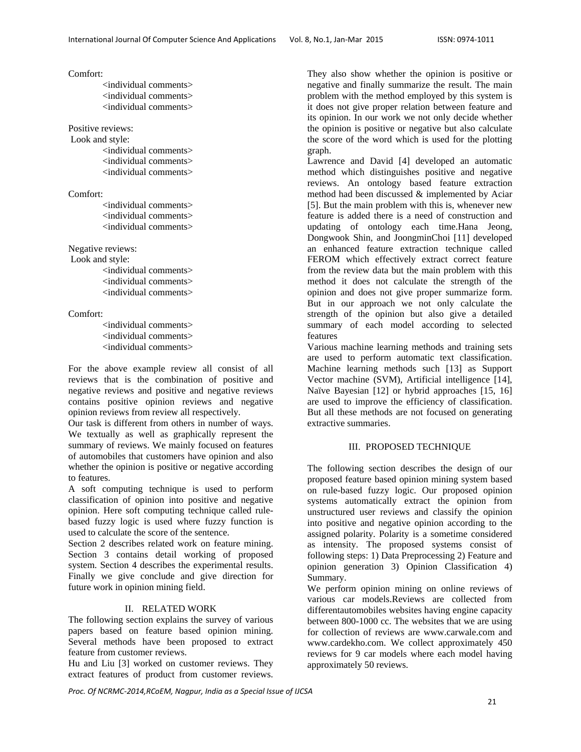Comfort:

<individual comments>
<individual comments>
<individual comments>

Positive reviews:

Look and style:

<individual comments>
<individual comments>
<individual comments>

Comfort:

<individual comments>
<individual comments>
<individual comments>

Negative reviews:

Look and style:

<individual comments>
<individual comments>
<individual comments>

Comfort:

<individual comments>
<individual comments>
<individual comments>

For the above example review all consist of all reviews that is the combination of positive and negative reviews and positive and negative reviews contains positive opinion reviews and negative opinion reviews from review all respectively.

Our task is different from others in number of ways. We textually as well as graphically represent the summary of reviews. We mainly focused on features of automobiles that customers have opinion and also whether the opinion is positive or negative according to features.

A soft computing technique is used to perform classification of opinion into positive and negative opinion. Here soft computing technique called rule-based fuzzy logic is used where fuzzy function is used to calculate the score of the sentence.

Section 2 describes related work on feature mining. Section 3 contains detail working of proposed system. Section 4 describes the experimental results. Finally we give conclude and give direction for future work in opinion mining field.

## II. RELATED WORK

The following section explains the survey of various papers based on feature based opinion mining. Several methods have been proposed to extract feature from customer reviews.

Hu and Liu [3] worked on customer reviews. They extract features of product from customer reviews. They also show whether the opinion is positive or negative and finally summarize the result. The main problem with the method employed by this system is it does not give proper relation between feature and its opinion. In our work we not only decide whether the opinion is positive or negative but also calculate the score of the word which is used for the plotting graph.

Lawrence and David [4] developed an automatic method which distinguishes positive and negative reviews. An ontology based feature extraction method had been discussed & implemented by Aciar [5]. But the main problem with this is, whenever new feature is added there is a need of construction and updating of ontology each time.Hana Jeong, Dongwook Shin, and JoongminChoi [11] developed an enhanced feature extraction technique called FEROM which effectively extract correct feature from the review data but the main problem with this method it does not calculate the strength of the opinion and does not give proper summarize form. But in our approach we not only calculate the strength of the opinion but also give a detailed summary of each model according to selected features

Various machine learning methods and training sets are used to perform automatic text classification. Machine learning methods such [13] as Support Vector machine (SVM), Artificial intelligence [14], Naïve Bayesian [12] or hybrid approaches [15, 16] are used to improve the efficiency of classification. But all these methods are not focused on generating extractive summaries.

## III. PROPOSED TECHNIQUE

The following section describes the design of our proposed feature based opinion mining system based on rule-based fuzzy logic. Our proposed opinion systems automatically extract the opinion from unstructured user reviews and classify the opinion into positive and negative opinion according to the assigned polarity. Polarity is a sometime considered as intensity. The proposed systems consist of following steps: 1) Data Preprocessing 2) Feature and opinion generation 3) Opinion Classification 4) Summary.

We perform opinion mining on online reviews of various car models.Reviews are collected from differentautomobiles websites having engine capacity between 800-1000 cc. The websites that we are using for collection of reviews are www.carwale.com and www.cardekho.com. We collect approximately 450 reviews for 9 car models where each model having approximately 50 reviews.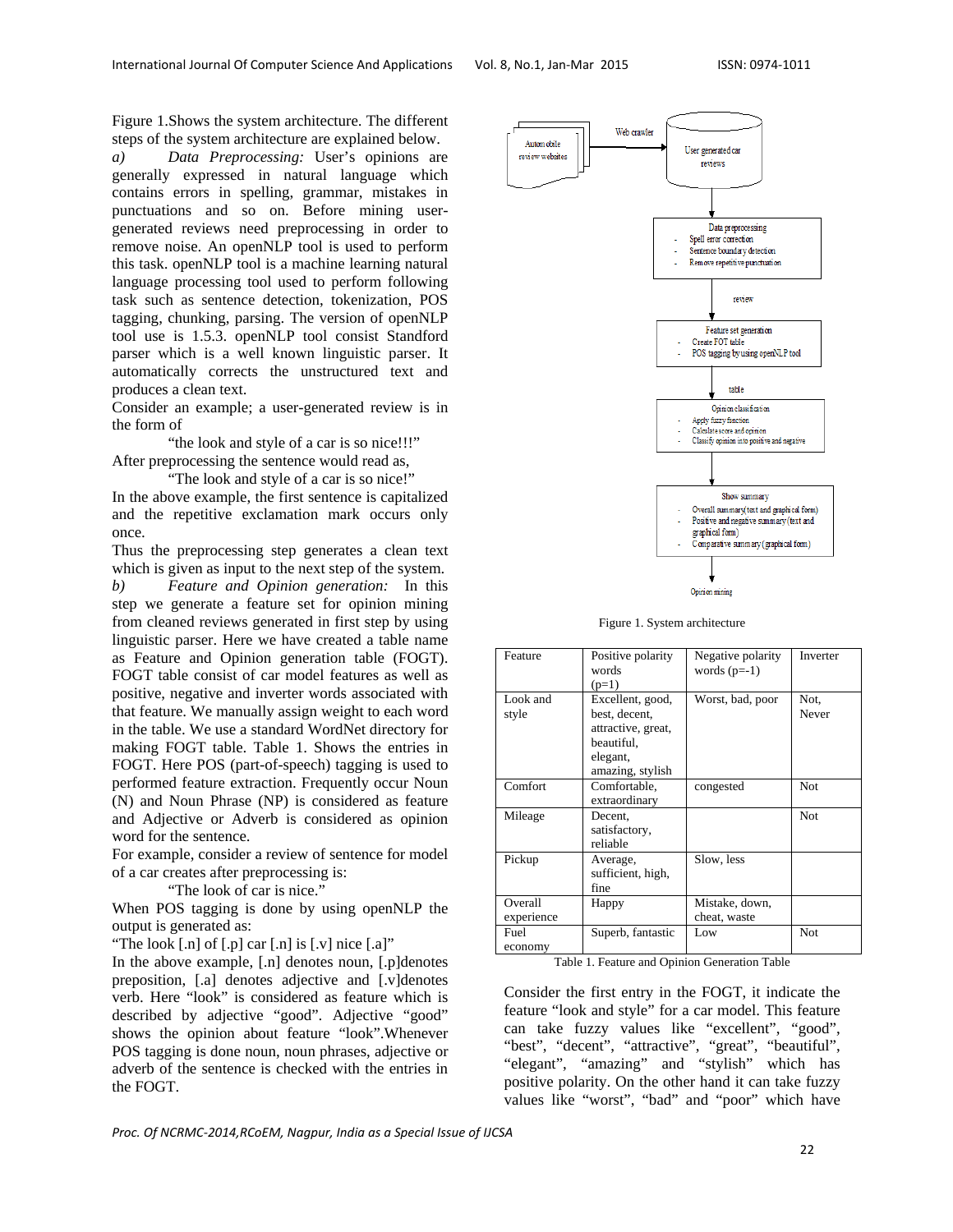Figure 1.Shows the system architecture. The different steps of the system architecture are explained below.

*a) Data Preprocessing:* User's opinions are generally expressed in natural language which contains errors in spelling, grammar, mistakes in punctuations and so on. Before mining user-generated reviews need preprocessing in order to remove noise. An openNLP tool is used to perform this task. openNLP tool is a machine learning natural language processing tool used to perform following task such as sentence detection, tokenization, POS tagging, chunking, parsing. The version of openNLP tool use is 1.5.3. openNLP tool consist Standford parser which is a well known linguistic parser. It automatically corrects the unstructured text and produces a clean text.

Consider an example; a user-generated review is in the form of

"the look and style of a car is so nice!!!"

After preprocessing the sentence would read as,

"The look and style of a car is so nice!"

In the above example, the first sentence is capitalized and the repetitive exclamation mark occurs only once.

Thus the preprocessing step generates a clean text which is given as input to the next step of the system.

*b) Feature and Opinion generation:* In this step we generate a feature set for opinion mining from cleaned reviews generated in first step by using linguistic parser. Here we have created a table name as Feature and Opinion generation table (FOGT). FOGT table consist of car model features as well as positive, negative and inverter words associated with that feature. We manually assign weight to each word in the table. We use a standard WordNet directory for making FOGT table. Table 1. Shows the entries in FOGT. Here POS (part-of-speech) tagging is used to performed feature extraction. Frequently occur Noun (N) and Noun Phrase (NP) is considered as feature and Adjective or Adverb is considered as opinion word for the sentence.

For example, consider a review of sentence for model of a car creates after preprocessing is:

"The look of car is nice."

When POS tagging is done by using openNLP the output is generated as:

"The look [.n] of [.p] car [.n] is [.v] nice [.a]"

In the above example, [.n] denotes noun, [.p]denotes preposition, [.a] denotes adjective and [.v]denotes verb. Here "look" is considered as feature which is described by adjective "good". Adjective "good" shows the opinion about feature "look".Whenever POS tagging is done noun, noun phrases, adjective or adverb of the sentence is checked with the entries in the FOGT.

Automobile review websites → Web crawler → User generated car reviews → Data preprocessing (- Spell error correction; - Sentence boundary detection; - Remove repetitive punctuation) → review → Feature set generation (- Create FOT table; - POS tagging by using openNLP tool) → table → Opinion classification (- Apply fuzzy function; - Calculate score and opinion; - Classify opinion into positive and negative) → Show summary (- Overall summary(text and graphical form); - Positive and negative summary (text and graphical form); - Comparative summary (graphical form)) → Opinion mining

Figure 1. System architecture

| Feature | Positive polarity words (p=1) | Negative polarity words (p=-1) | Inverter |
|---|---|---|---|
| Look and style | Excellent, good, best, decent, attractive, great, beautiful, elegant, amazing, stylish | Worst, bad, poor | Not, Never |
| Comfort | Comfortable, extraordinary | congested | Not |
| Mileage | Decent, satisfactory, reliable | | Not |
| Pickup | Average, sufficient, high, fine | Slow, less | |
| Overall experience | Happy | Mistake, down, cheat, waste | |
| Fuel economy | Superb, fantastic | Low | Not |

Table 1. Feature and Opinion Generation Table

Consider the first entry in the FOGT, it indicate the feature "look and style" for a car model. This feature can take fuzzy values like "excellent", "good", "best", "decent", "attractive", "great", "beautiful", "elegant", "amazing" and "stylish" which has positive polarity. On the other hand it can take fuzzy values like "worst", "bad" and "poor" which have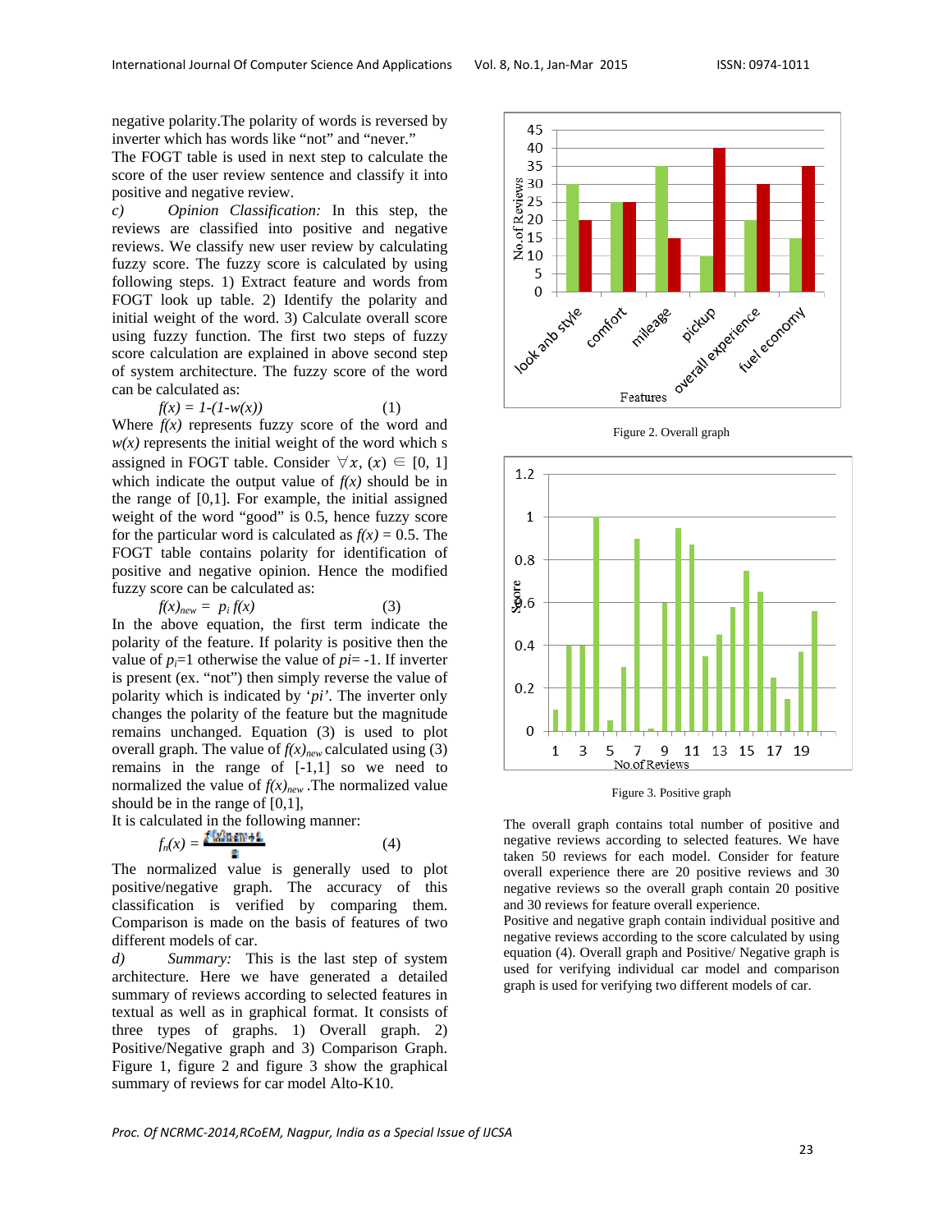negative polarity.The polarity of words is reversed by inverter which has words like “not” and “never.”

The FOGT table is used in next step to calculate the score of the user review sentence and classify it into positive and negative review.

*c) Opinion Classification:* In this step, the reviews are classified into positive and negative reviews. We classify new user review by calculating fuzzy score. The fuzzy score is calculated by using following steps. 1) Extract feature and words from FOGT look up table. 2) Identify the polarity and initial weight of the word. 3) Calculate overall score using fuzzy function. The first two steps of fuzzy score calculation are explained in above second step of system architecture. The fuzzy score of the word can be calculated as:

$$f(x) = 1-(1-w(x)) \qquad (1)$$

Where $f(x)$ represents fuzzy score of the word and $w(x)$ represents the initial weight of the word which s assigned in FOGT table. Consider $\forall x$, $(x) \in [0, 1]$ which indicate the output value of $f(x)$ should be in the range of [0,1]. For example, the initial assigned weight of the word “good” is 0.5, hence fuzzy score for the particular word is calculated as $f(x) = 0.5$. The FOGT table contains polarity for identification of positive and negative opinion. Hence the modified fuzzy score can be calculated as:

$$f(x)_{new} = p_i \, f(x) \qquad (3)$$

In the above equation, the first term indicate the polarity of the feature. If polarity is positive then the value of $p_i$=1 otherwise the value of $pi$= -1. If inverter is present (ex. “not”) then simply reverse the value of polarity which is indicated by ‘$pi$’. The inverter only changes the polarity of the feature but the magnitude remains unchanged. Equation (3) is used to plot overall graph. The value of $f(x)_{new}$ calculated using (3) remains in the range of [-1,1] so we need to normalized the value of $f(x)_{new}$ .The normalized value should be in the range of [0,1],

It is calculated in the following manner:

$$f_n(x) = \frac{f(x)_{new}+1}{2} \qquad (4)$$

The normalized value is generally used to plot positive/negative graph. The accuracy of this classification is verified by comparing them. Comparison is made on the basis of features of two different models of car.

*d) Summary:* This is the last step of system architecture. Here we have generated a detailed summary of reviews according to selected features in textual as well as in graphical format. It consists of three types of graphs. 1) Overall graph. 2) Positive/Negative graph and 3) Comparison Graph. Figure 1, figure 2 and figure 3 show the graphical summary of reviews for car model Alto-K10.

Figure 2. Overall graph

Figure 3. Positive graph

The overall graph contains total number of positive and negative reviews according to selected features. We have taken 50 reviews for each model. Consider for feature overall experience there are 20 positive reviews and 30 negative reviews so the overall graph contain 20 positive and 30 reviews for feature overall experience.

Positive and negative graph contain individual positive and negative reviews according to the score calculated by using equation (4). Overall graph and Positive/ Negative graph is used for verifying individual car model and comparison graph is used for verifying two different models of car.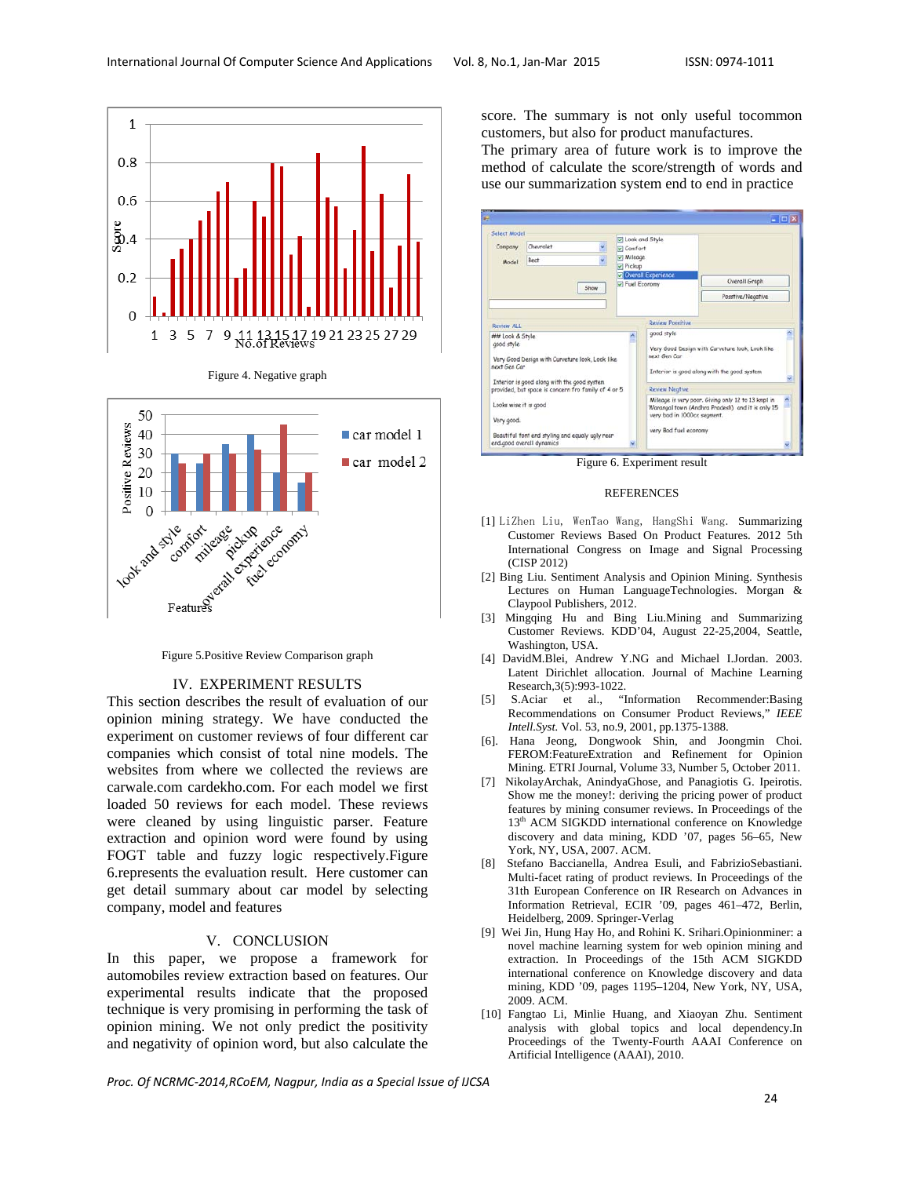Figure 4. Negative graph

Figure 5.Positive Review Comparison graph

## IV. EXPERIMENT RESULTS

This section describes the result of evaluation of our opinion mining strategy. We have conducted the experiment on customer reviews of four different car companies which consist of total nine models. The websites from where we collected the reviews are carwale.com cardekho.com. For each model we first loaded 50 reviews for each model. These reviews were cleaned by using linguistic parser. Feature extraction and opinion word were found by using FOGT table and fuzzy logic respectively.Figure 6.represents the evaluation result. Here customer can get detail summary about car model by selecting company, model and features

## V. CONCLUSION

In this paper, we propose a framework for automobiles review extraction based on features. Our experimental results indicate that the proposed technique is very promising in performing the task of opinion mining. We not only predict the positivity and negativity of opinion word, but also calculate the score. The summary is not only useful tocommon customers, but also for product manufactures.

The primary area of future work is to improve the method of calculate the score/strength of words and use our summarization system end to end in practice

Figure 6. Experiment result

## REFERENCES

[1] LiZhen Liu, WenTao Wang, HangShi Wang. Summarizing Customer Reviews Based On Product Features. 2012 5th International Congress on Image and Signal Processing (CISP 2012)

[2] Bing Liu. Sentiment Analysis and Opinion Mining. Synthesis Lectures on Human LanguageTechnologies. Morgan & Claypool Publishers, 2012.

[3] Mingqing Hu and Bing Liu.Mining and Summarizing Customer Reviews. KDD'04, August 22-25,2004, Seattle, Washington, USA.

[4] DavidM.Blei, Andrew Y.NG and Michael I.Jordan. 2003. Latent Dirichlet allocation. Journal of Machine Learning Research,3(5):993-1022.

[5] S.Aciar et al., "Information Recommender:Basing Recommendations on Consumer Product Reviews," *IEEE Intell.Syst.* Vol. 53, no.9, 2001, pp.1375-1388.

[6]. Hana Jeong, Dongwook Shin, and Joongmin Choi. FEROM:FeatureExtration and Refinement for Opinion Mining. ETRI Journal, Volume 33, Number 5, October 2011.

[7] NikolayArchak, AnindyaGhose, and Panagiotis G. Ipeirotis. Show me the money!: deriving the pricing power of product features by mining consumer reviews. In Proceedings of the 13th ACM SIGKDD international conference on Knowledge discovery and data mining, KDD '07, pages 56–65, New York, NY, USA, 2007. ACM.

[8] Stefano Baccianella, Andrea Esuli, and FabrizioSebastiani. Multi-facet rating of product reviews. In Proceedings of the 31th European Conference on IR Research on Advances in Information Retrieval, ECIR '09, pages 461–472, Berlin, Heidelberg, 2009. Springer-Verlag

[9] Wei Jin, Hung Hay Ho, and Rohini K. Srihari.Opinionminer: a novel machine learning system for web opinion mining and extraction. In Proceedings of the 15th ACM SIGKDD international conference on Knowledge discovery and data mining, KDD '09, pages 1195–1204, New York, NY, USA, 2009. ACM.

[10] Fangtao Li, Minlie Huang, and Xiaoyan Zhu. Sentiment analysis with global topics and local dependency.In Proceedings of the Twenty-Fourth AAAI Conference on Artificial Intelligence (AAAI), 2010.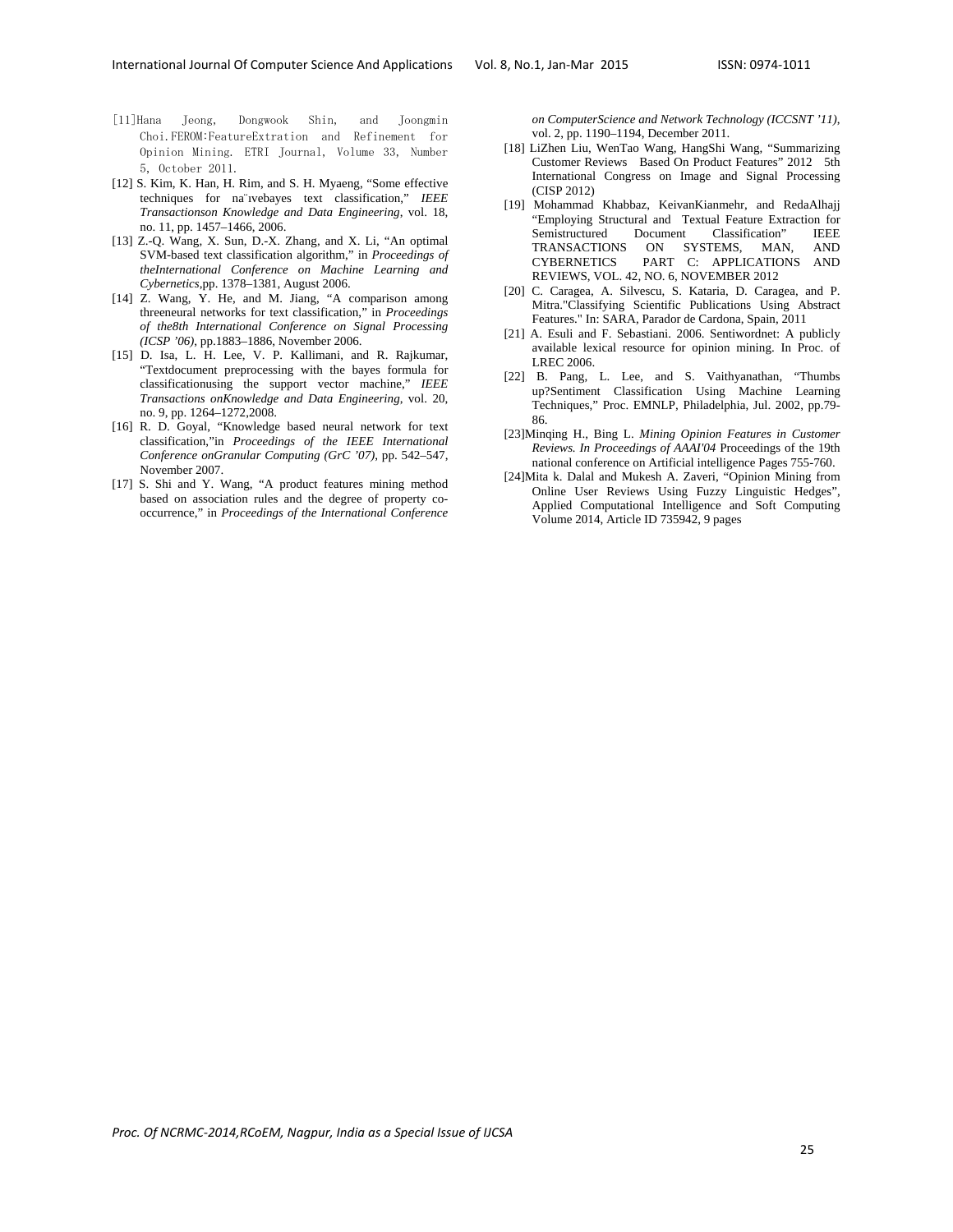[11]Hana Jeong, Dongwook Shin, and Joongmin Choi.FEROM:FeatureExtration and Refinement for Opinion Mining. ETRI Journal, Volume 33, Number 5, October 2011.

[12] S. Kim, K. Han, H. Rim, and S. H. Myaeng, "Some effective techniques for na¨ıvebayes text classification," *IEEE Transactionson Knowledge and Data Engineering*, vol. 18, no. 11, pp. 1457–1466, 2006.

[13] Z.-Q. Wang, X. Sun, D.-X. Zhang, and X. Li, "An optimal SVM-based text classification algorithm," in *Proceedings of theInternational Conference on Machine Learning and Cybernetics*,pp. 1378–1381, August 2006.

[14] Z. Wang, Y. He, and M. Jiang, "A comparison among threeneural networks for text classification," in *Proceedings of the8th International Conference on Signal Processing (ICSP '06)*, pp.1883–1886, November 2006.

[15] D. Isa, L. H. Lee, V. P. Kallimani, and R. Rajkumar, "Textdocument preprocessing with the bayes formula for classificationusing the support vector machine," *IEEE Transactions onKnowledge and Data Engineering*, vol. 20, no. 9, pp. 1264–1272,2008.

[16] R. D. Goyal, "Knowledge based neural network for text classification,"in *Proceedings of the IEEE International Conference onGranular Computing (GrC '07)*, pp. 542–547, November 2007.

[17] S. Shi and Y. Wang, "A product features mining method based on association rules and the degree of property co-occurrence," in *Proceedings of the International Conference on ComputerScience and Network Technology (ICCSNT '11)*, vol. 2, pp. 1190–1194, December 2011.

[18] LiZhen Liu, WenTao Wang, HangShi Wang, "Summarizing Customer Reviews Based On Product Features" 2012 5th International Congress on Image and Signal Processing (CISP 2012)

[19] Mohammad Khabbaz, KeivanKianmehr, and RedaAlhajj "Employing Structural and Textual Feature Extraction for Semistructured Document Classification" IEEE TRANSACTIONS ON SYSTEMS, MAN, AND CYBERNETICS PART C: APPLICATIONS AND REVIEWS, VOL. 42, NO. 6, NOVEMBER 2012

[20] C. Caragea, A. Silvescu, S. Kataria, D. Caragea, and P. Mitra."Classifying Scientific Publications Using Abstract Features." In: SARA, Parador de Cardona, Spain, 2011

[21] A. Esuli and F. Sebastiani. 2006. Sentiwordnet: A publicly available lexical resource for opinion mining. In Proc. of LREC 2006.

[22] B. Pang, L. Lee, and S. Vaithyanathan, "Thumbs up?Sentiment Classification Using Machine Learning Techniques," Proc. EMNLP, Philadelphia, Jul. 2002, pp.79-86.

[23]Minqing H., Bing L. *Mining Opinion Features in Customer Reviews. In Proceedings of AAAI'04* Proceedings of the 19th national conference on Artificial intelligence Pages 755-760.

[24]Mita k. Dalal and Mukesh A. Zaveri, "Opinion Mining from Online User Reviews Using Fuzzy Linguistic Hedges", Applied Computational Intelligence and Soft Computing Volume 2014, Article ID 735942, 9 pages